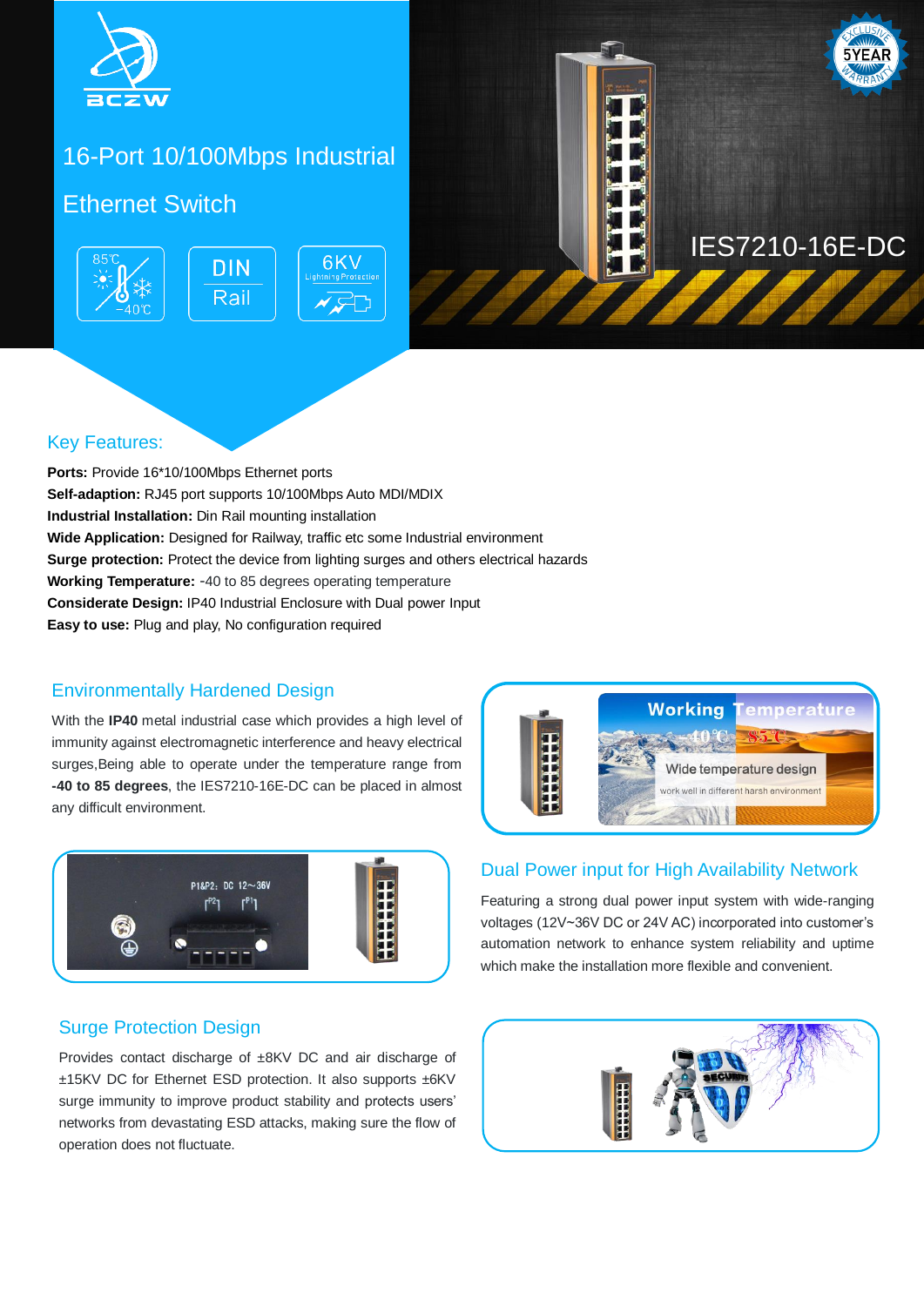# 16-Port 10/100Mbps Industrial Ethernet Switch

IES7210-16E-DC

## Key Features:

**Ports:** Provide 16*10/100Mbps Ethernet ports
**Self-adaption:** RJ45 port supports 10/100Mbps Auto MDI/MDIX
**Industrial Installation:** Din Rail mounting installation
**Wide Application:** Designed for Railway, traffic etc some Industrial environment
**Surge protection:** Protect the device from lighting surges and others electrical hazards
**Working Temperature:** -40 to 85 degrees operating temperature
**Considerate Design:** IP40 Industrial Enclosure with Dual power Input
**Easy to use:** Plug and play, No configuration required

## Environmentally Hardened Design

With the **IP40** metal industrial case which provides a high level of immunity against electromagnetic interference and heavy electrical surges,Being able to operate under the temperature range from **-40 to 85 degrees**, the IES7210-16E-DC can be placed in almost any difficult environment.

## Dual Power input for High Availability Network

Featuring a strong dual power input system with wide-ranging voltages (12V~36V DC or 24V AC) incorporated into customer's automation network to enhance system reliability and uptime which make the installation more flexible and convenient.

## Surge Protection Design

Provides contact discharge of ±8KV DC and air discharge of ±15KV DC for Ethernet ESD protection. It also supports ±6KV surge immunity to improve product stability and protects users' networks from devastating ESD attacks, making sure the flow of operation does not fluctuate.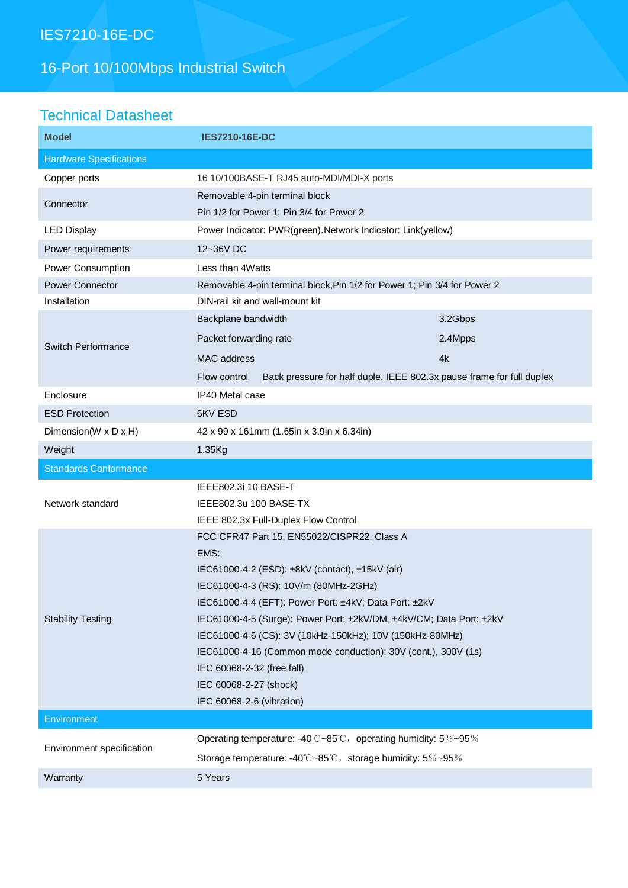# IES7210-16E-DC

## 16-Port 10/100Mbps Industrial Switch

## Technical Datasheet

| Model | IES7210-16E-DC | |
|---|---|---|
| **Hardware Specifications** | | |
| Copper ports | 16 10/100BASE-T RJ45 auto-MDI/MDI-X ports | |
| Connector | Removable 4-pin terminal block<br>Pin 1/2 for Power 1; Pin 3/4 for Power 2 | |
| LED Display | Power Indicator: PWR(green).Network Indicator: Link(yellow) | |
| Power requirements | 12~36V DC | |
| Power Consumption | Less than 4Watts | |
| Power Connector | Removable 4-pin terminal block,Pin 1/2 for Power 1; Pin 3/4 for Power 2 | |
| Installation | DIN-rail kit and wall-mount kit | |
| Switch Performance | Backplane bandwidth | 3.2Gbps |
| | Packet forwarding rate | 2.4Mpps |
| | MAC address | 4k |
| | Flow control Back pressure for half duple. IEEE 802.3x pause frame for full duplex | |
| Enclosure | IP40 Metal case | |
| ESD Protection | 6KV ESD | |
| Dimension(W x D x H) | 42 x 99 x 161mm (1.65in x 3.9in x 6.34in) | |
| Weight | 1.35Kg | |
| **Standards Conformance** | | |
| Network standard | IEEE802.3i 10 BASE-T<br>IEEE802.3u 100 BASE-TX<br>IEEE 802.3x Full-Duplex Flow Control | |
| Stability Testing | FCC CFR47 Part 15, EN55022/CISPR22, Class A<br>EMS:<br>IEC61000-4-2 (ESD): ±8kV (contact), ±15kV (air)<br>IEC61000-4-3 (RS): 10V/m (80MHz-2GHz)<br>IEC61000-4-4 (EFT): Power Port: ±4kV; Data Port: ±2kV<br>IEC61000-4-5 (Surge): Power Port: ±2kV/DM, ±4kV/CM; Data Port: ±2kV<br>IEC61000-4-6 (CS): 3V (10kHz-150kHz); 10V (150kHz-80MHz)<br>IEC61000-4-16 (Common mode conduction): 30V (cont.), 300V (1s)<br>IEC 60068-2-32 (free fall)<br>IEC 60068-2-27 (shock)<br>IEC 60068-2-6 (vibration) | |
| **Environment** | | |
| Environment specification | Operating temperature: -40℃~85℃，operating humidity: 5%~95%<br>Storage temperature: -40℃~85℃，storage humidity: 5%~95% | |
| Warranty | 5 Years | |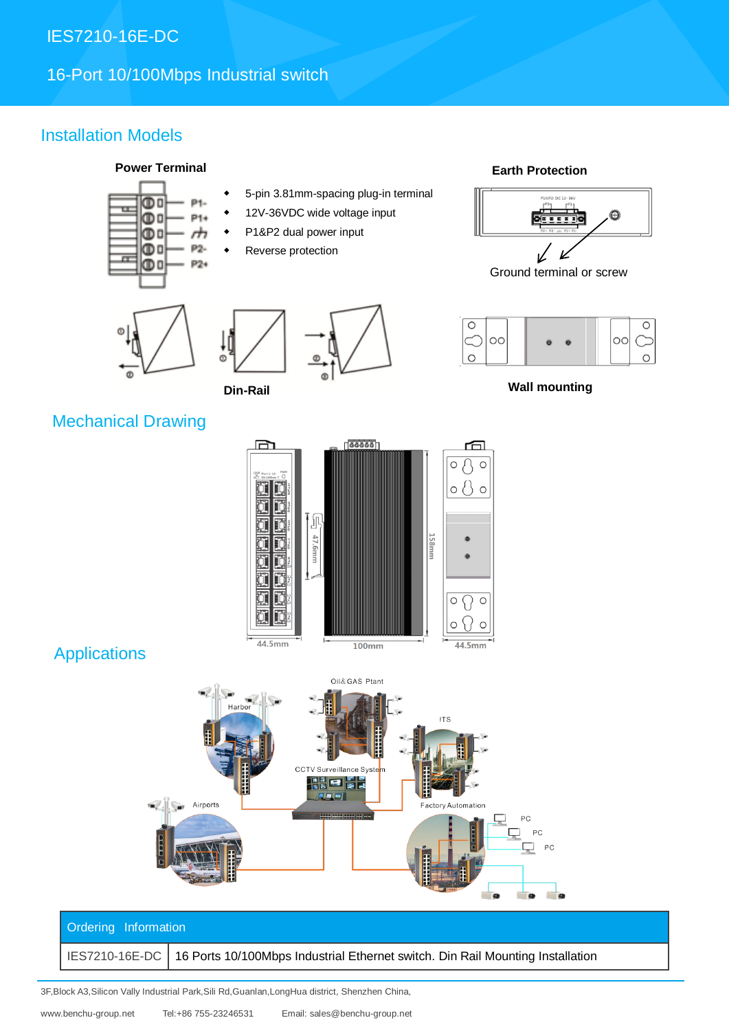# IES7210-16E-DC

16-Port 10/100Mbps Industrial switch

## Installation Models

**Power Terminal**

P1-
P1+
P2-
P2+

- 5-pin 3.81mm-spacing plug-in terminal
- 12V-36VDC wide voltage input
- P1&P2 dual power input
- Reverse protection

**Earth Protection**

Ground terminal or screw

**Din-Rail**

**Wall mounting**

## Mechanical Drawing

47.6mm
158mm
44.5mm
100mm
44.5mm

## Applications

Oil&GAS Ptant
Harbor
ITS
CCTV Surveillance System
Airports
Factory Automation
PC
PC
PC

| Ordering Information | |
|---|---|
| IES7210-16E-DC | 16 Ports 10/100Mbps Industrial Ethernet switch. Din Rail Mounting Installation |

3F,Block A3,Silicon Vally Industrial Park,Sili Rd,Guanlan,LongHua district, Shenzhen China,

www.benchu-group.net Tel:+86 755-23246531 Email: sales@benchu-group.net